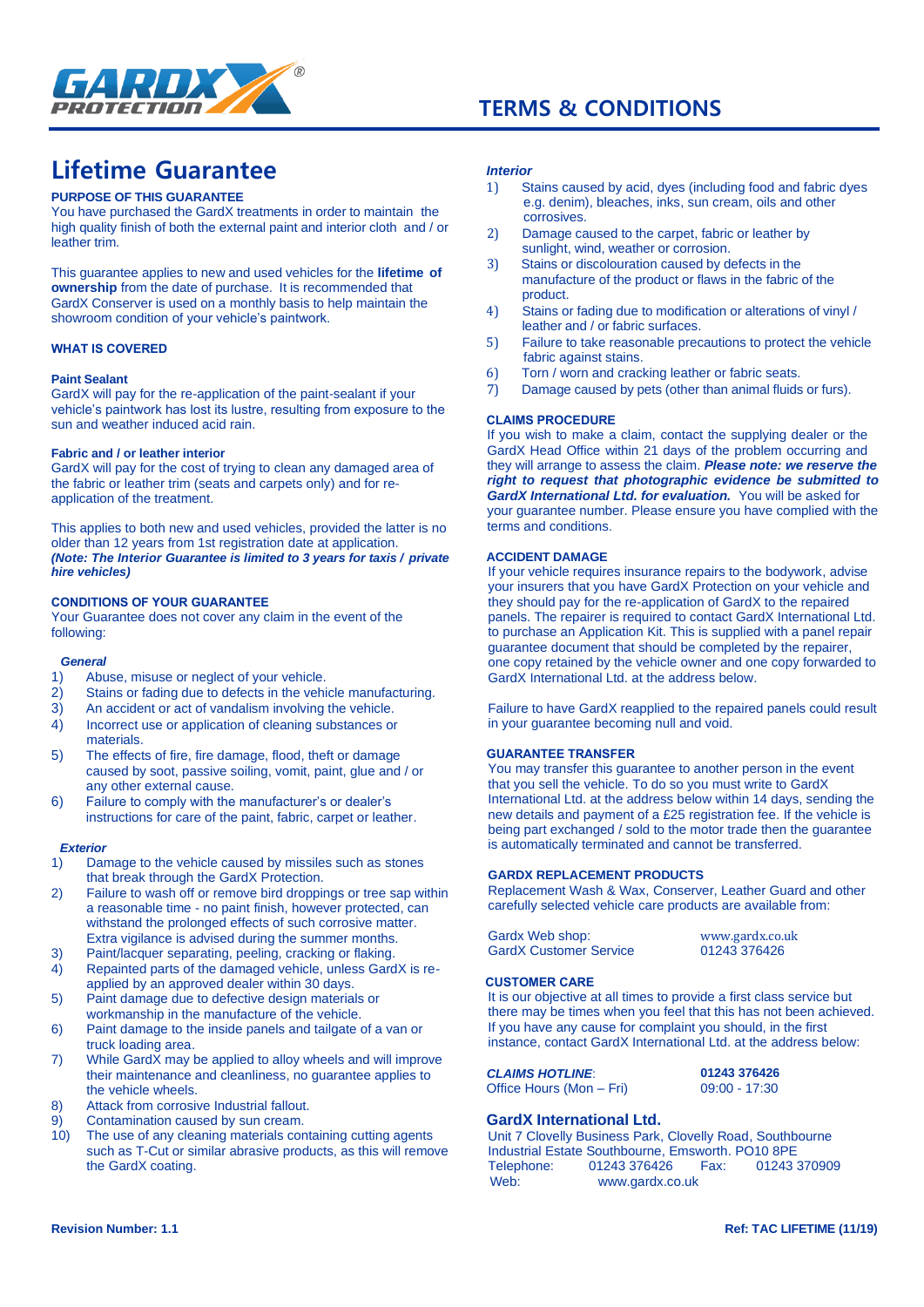# TERMS & CONDITIONS

## Lifetime Guarantee

**PURPOSE OF THIS GUARANTEE**

You have purchased the GardX treatments in order to maintain the high quality finish of both the external paint and interior cloth and / or leather trim.

This guarantee applies to new and used vehicles for the **lifetime of ownership** from the date of purchase. It is recommended that GardX Conserver is used on a monthly basis to help maintain the showroom condition of your vehicle's paintwork.

**WHAT IS COVERED**

**Paint Sealant**

GardX will pay for the re-application of the paint-sealant if your vehicle's paintwork has lost its lustre, resulting from exposure to the sun and weather induced acid rain.

**Fabric and / or leather interior**

GardX will pay for the cost of trying to clean any damaged area of the fabric or leather trim (seats and carpets only) and for re-application of the treatment.

This applies to both new and used vehicles, provided the latter is no older than 12 years from 1st registration date at application.
***(Note: The Interior Guarantee is limited to 3 years for taxis / private hire vehicles)***

**CONDITIONS OF YOUR GUARANTEE**

Your Guarantee does not cover any claim in the event of the following:

***General***

1) Abuse, misuse or neglect of your vehicle.
2) Stains or fading due to defects in the vehicle manufacturing.
3) An accident or act of vandalism involving the vehicle.
4) Incorrect use or application of cleaning substances or materials.
5) The effects of fire, fire damage, flood, theft or damage caused by soot, passive soiling, vomit, paint, glue and / or any other external cause.
6) Failure to comply with the manufacturer's or dealer's instructions for care of the paint, fabric, carpet or leather.

***Exterior***

1) Damage to the vehicle caused by missiles such as stones that break through the GardX Protection.
2) Failure to wash off or remove bird droppings or tree sap within a reasonable time - no paint finish, however protected, can withstand the prolonged effects of such corrosive matter. Extra vigilance is advised during the summer months.
3) Paint/lacquer separating, peeling, cracking or flaking.
4) Repainted parts of the damaged vehicle, unless GardX is re-applied by an approved dealer within 30 days.
5) Paint damage due to defective design materials or workmanship in the manufacture of the vehicle.
6) Paint damage to the inside panels and tailgate of a van or truck loading area.
7) While GardX may be applied to alloy wheels and will improve their maintenance and cleanliness, no guarantee applies to the vehicle wheels.
8) Attack from corrosive Industrial fallout.
9) Contamination caused by sun cream.
10) The use of any cleaning materials containing cutting agents such as T-Cut or similar abrasive products, as this will remove the GardX coating.

***Interior***

1) Stains caused by acid, dyes (including food and fabric dyes e.g. denim), bleaches, inks, sun cream, oils and other corrosives.
2) Damage caused to the carpet, fabric or leather by sunlight, wind, weather or corrosion.
3) Stains or discolouration caused by defects in the manufacture of the product or flaws in the fabric of the product.
4) Stains or fading due to modification or alterations of vinyl / leather and / or fabric surfaces.
5) Failure to take reasonable precautions to protect the vehicle fabric against stains.
6) Torn / worn and cracking leather or fabric seats.
7) Damage caused by pets (other than animal fluids or furs).

**CLAIMS PROCEDURE**

If you wish to make a claim, contact the supplying dealer or the GardX Head Office within 21 days of the problem occurring and they will arrange to assess the claim. ***Please note: we reserve the right to request that photographic evidence be submitted to GardX International Ltd. for evaluation.*** You will be asked for your guarantee number. Please ensure you have complied with the terms and conditions.

**ACCIDENT DAMAGE**

If your vehicle requires insurance repairs to the bodywork, advise your insurers that you have GardX Protection on your vehicle and they should pay for the re-application of GardX to the repaired panels. The repairer is required to contact GardX International Ltd. to purchase an Application Kit. This is supplied with a panel repair guarantee document that should be completed by the repairer, one copy retained by the vehicle owner and one copy forwarded to GardX International Ltd. at the address below.

Failure to have GardX reapplied to the repaired panels could result in your guarantee becoming null and void.

**GUARANTEE TRANSFER**

You may transfer this guarantee to another person in the event that you sell the vehicle. To do so you must write to GardX International Ltd. at the address below within 14 days, sending the new details and payment of a £25 registration fee. If the vehicle is being part exchanged / sold to the motor trade then the guarantee is automatically terminated and cannot be transferred.

**GARDX REPLACEMENT PRODUCTS**

Replacement Wash & Wax, Conserver, Leather Guard and other carefully selected vehicle care products are available from:

Gardx Web shop: www.gardx.co.uk
GardX Customer Service 01243 376426

**CUSTOMER CARE**

It is our objective at all times to provide a first class service but there may be times when you feel that this has not been achieved. If you have any cause for complaint you should, in the first instance, contact GardX International Ltd. at the address below:

***CLAIMS HOTLINE***: **01243 376428**
Office Hours (Mon – Fri) 09:00 - 17:30

**GardX International Ltd.**

Unit 7 Clovelly Business Park, Clovelly Road, Southbourne Industrial Estate Southbourne, Emsworth. PO10 8PE
Telephone: 01243 376426 Fax: 01243 370909
Web: www.gardx.co.uk

**Revision Number: 1.1**

**Ref: TAC LIFETIME (11/19)**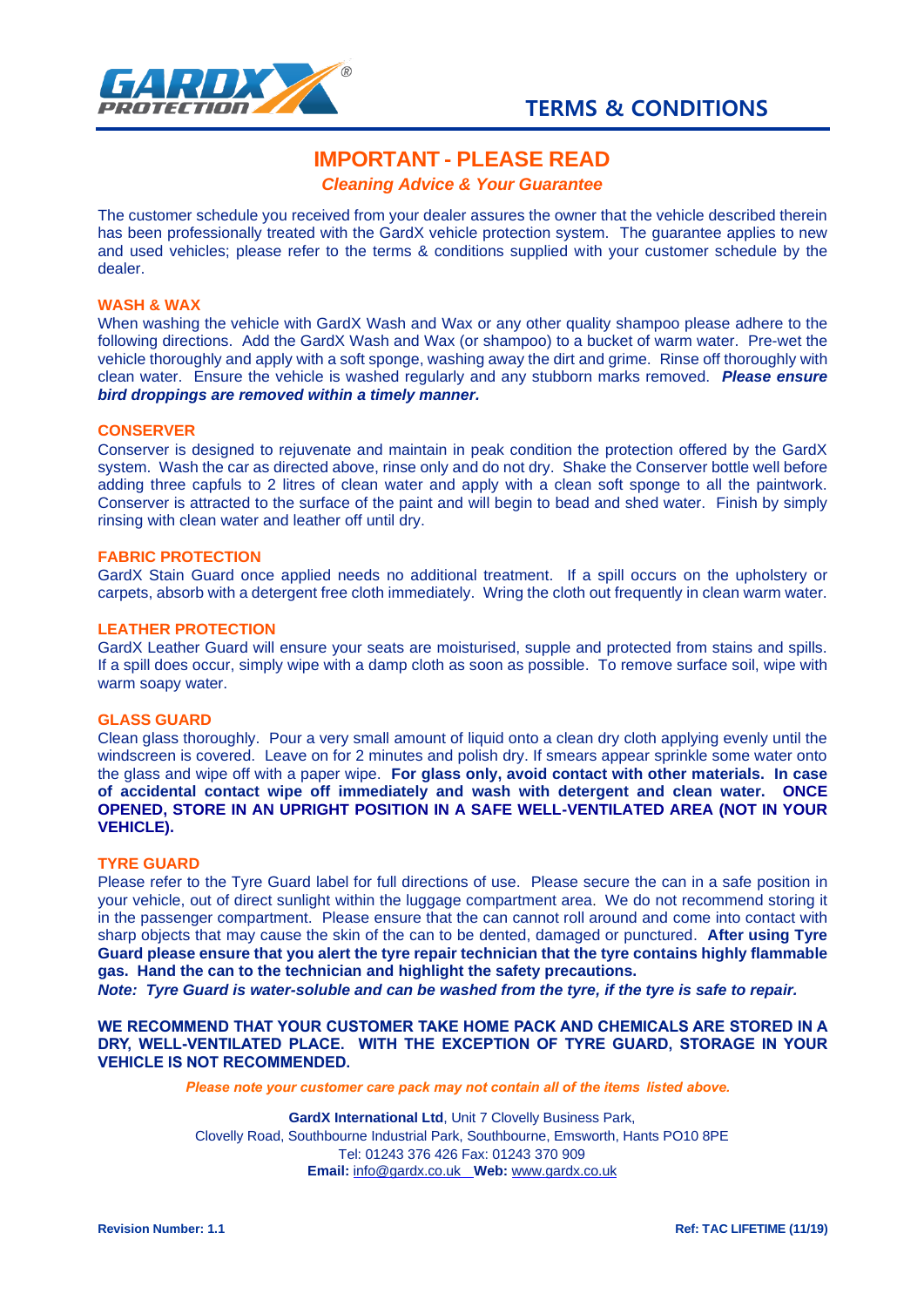GARDX PROTECTION®

# TERMS & CONDITIONS

## IMPORTANT - PLEASE READ

***Cleaning Advice & Your Guarantee***

The customer schedule you received from your dealer assures the owner that the vehicle described therein has been professionally treated with the GardX vehicle protection system. The guarantee applies to new and used vehicles; please refer to the terms & conditions supplied with your customer schedule by the dealer.

### WASH & WAX

When washing the vehicle with GardX Wash and Wax or any other quality shampoo please adhere to the following directions. Add the GardX Wash and Wax (or shampoo) to a bucket of warm water. Pre-wet the vehicle thoroughly and apply with a soft sponge, washing away the dirt and grime. Rinse off thoroughly with clean water. Ensure the vehicle is washed regularly and any stubborn marks removed. ***Please ensure bird droppings are removed within a timely manner.***

### CONSERVER

Conserver is designed to rejuvenate and maintain in peak condition the protection offered by the GardX system. Wash the car as directed above, rinse only and do not dry. Shake the Conserver bottle well before adding three capfuls to 2 litres of clean water and apply with a clean soft sponge to all the paintwork. Conserver is attracted to the surface of the paint and will begin to bead and shed water. Finish by simply rinsing with clean water and leather off until dry.

### FABRIC PROTECTION

GardX Stain Guard once applied needs no additional treatment. If a spill occurs on the upholstery or carpets, absorb with a detergent free cloth immediately. Wring the cloth out frequently in clean warm water.

### LEATHER PROTECTION

GardX Leather Guard will ensure your seats are moisturised, supple and protected from stains and spills. If a spill does occur, simply wipe with a damp cloth as soon as possible. To remove surface soil, wipe with warm soapy water.

### GLASS GUARD

Clean glass thoroughly. Pour a very small amount of liquid onto a clean dry cloth applying evenly until the windscreen is covered. Leave on for 2 minutes and polish dry. If smears appear sprinkle some water onto the glass and wipe off with a paper wipe. **For glass only, avoid contact with other materials. In case of accidental contact wipe off immediately and wash with detergent and clean water. ONCE OPENED, STORE IN AN UPRIGHT POSITION IN A SAFE WELL-VENTILATED AREA (NOT IN YOUR VEHICLE).**

### TYRE GUARD

Please refer to the Tyre Guard label for full directions of use. Please secure the can in a safe position in your vehicle, out of direct sunlight within the luggage compartment area. We do not recommend storing it in the passenger compartment. Please ensure that the can cannot roll around and come into contact with sharp objects that may cause the skin of the can to be dented, damaged or punctured. **After using Tyre Guard please ensure that you alert the tyre repair technician that the tyre contains highly flammable gas. Hand the can to the technician and highlight the safety precautions.**

***Note: Tyre Guard is water-soluble and can be washed from the tyre, if the tyre is safe to repair.***

**WE RECOMMEND THAT YOUR CUSTOMER TAKE HOME PACK AND CHEMICALS ARE STORED IN A DRY, WELL-VENTILATED PLACE. WITH THE EXCEPTION OF TYRE GUARD, STORAGE IN YOUR VEHICLE IS NOT RECOMMENDED.**

***Please note your customer care pack may not contain all of the items listed above.***

**GardX International Ltd**, Unit 7 Clovelly Business Park,
Clovelly Road, Southbourne Industrial Park, Southbourne, Emsworth, Hants PO10 8PE
Tel: 01243 376 426 Fax: 01243 370 909
**Email:** info@gardx.co.uk **Web:** www.gardx.co.uk

**Revision Number: 1.1** **Ref: TAC LIFETIME (11/19)**